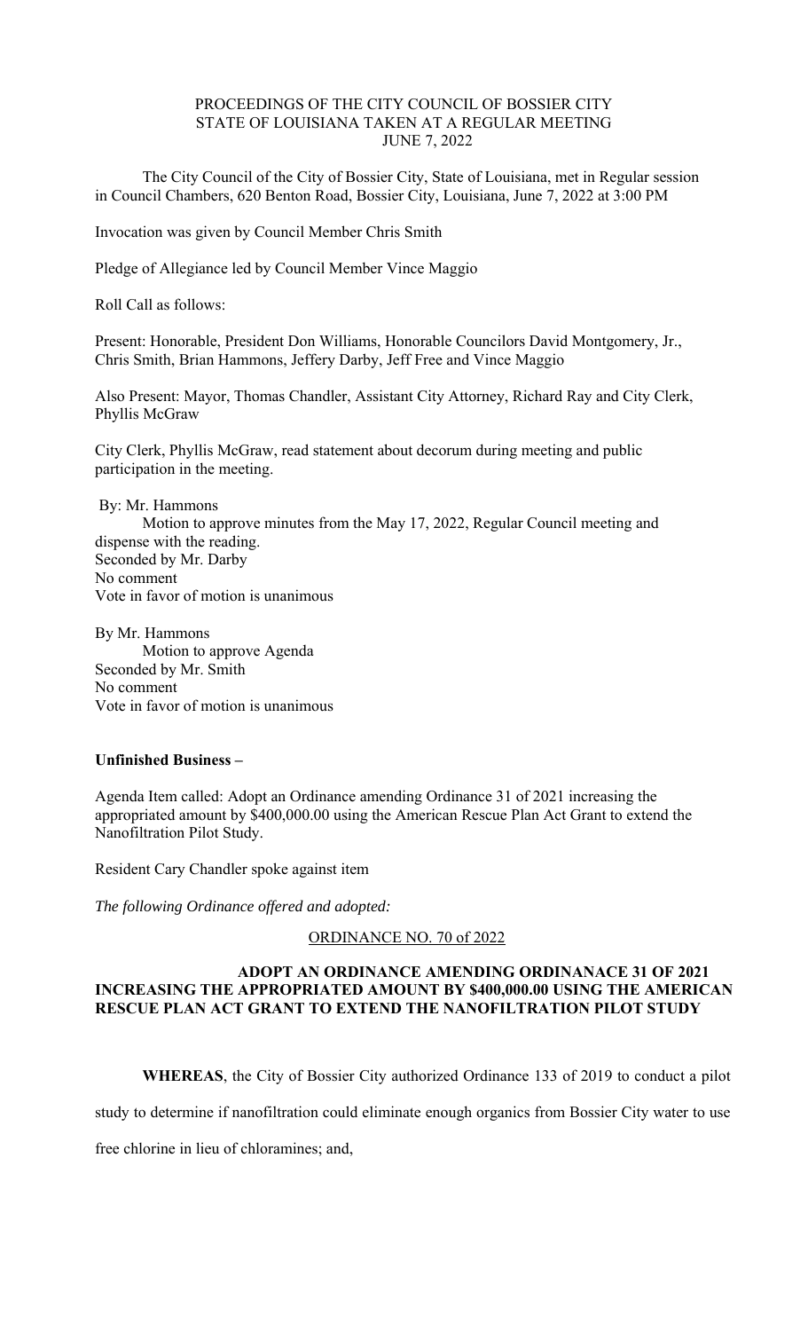PROCEEDINGS OF THE CITY COUNCIL OF BOSSIER CITY
STATE OF LOUISIANA TAKEN AT A REGULAR MEETING
JUNE 7, 2022

The City Council of the City of Bossier City, State of Louisiana, met in Regular session in Council Chambers, 620 Benton Road, Bossier City, Louisiana, June 7, 2022 at 3:00 PM

Invocation was given by Council Member Chris Smith

Pledge of Allegiance led by Council Member Vince Maggio

Roll Call as follows:

Present: Honorable, President Don Williams, Honorable Councilors David Montgomery, Jr., Chris Smith, Brian Hammons, Jeffery Darby, Jeff Free and Vince Maggio

Also Present: Mayor, Thomas Chandler, Assistant City Attorney, Richard Ray and City Clerk, Phyllis McGraw

City Clerk, Phyllis McGraw, read statement about decorum during meeting and public participation in the meeting.

By: Mr. Hammons
Motion to approve minutes from the May 17, 2022, Regular Council meeting and dispense with the reading.
Seconded by Mr. Darby
No comment
Vote in favor of motion is unanimous

By Mr. Hammons
Motion to approve Agenda
Seconded by Mr. Smith
No comment
Vote in favor of motion is unanimous

**Unfinished Business –**

Agenda Item called: Adopt an Ordinance amending Ordinance 31 of 2021 increasing the appropriated amount by $400,000.00 using the American Rescue Plan Act Grant to extend the Nanofiltration Pilot Study.

Resident Cary Chandler spoke against item

*The following Ordinance offered and adopted:*

ORDINANCE NO. 70 of 2022

**ADOPT AN ORDINANCE AMENDING ORDINANACE 31 OF 2021 INCREASING THE APPROPRIATED AMOUNT BY $400,000.00 USING THE AMERICAN RESCUE PLAN ACT GRANT TO EXTEND THE NANOFILTRATION PILOT STUDY**

**WHEREAS**, the City of Bossier City authorized Ordinance 133 of 2019 to conduct a pilot study to determine if nanofiltration could eliminate enough organics from Bossier City water to use free chlorine in lieu of chloramines; and,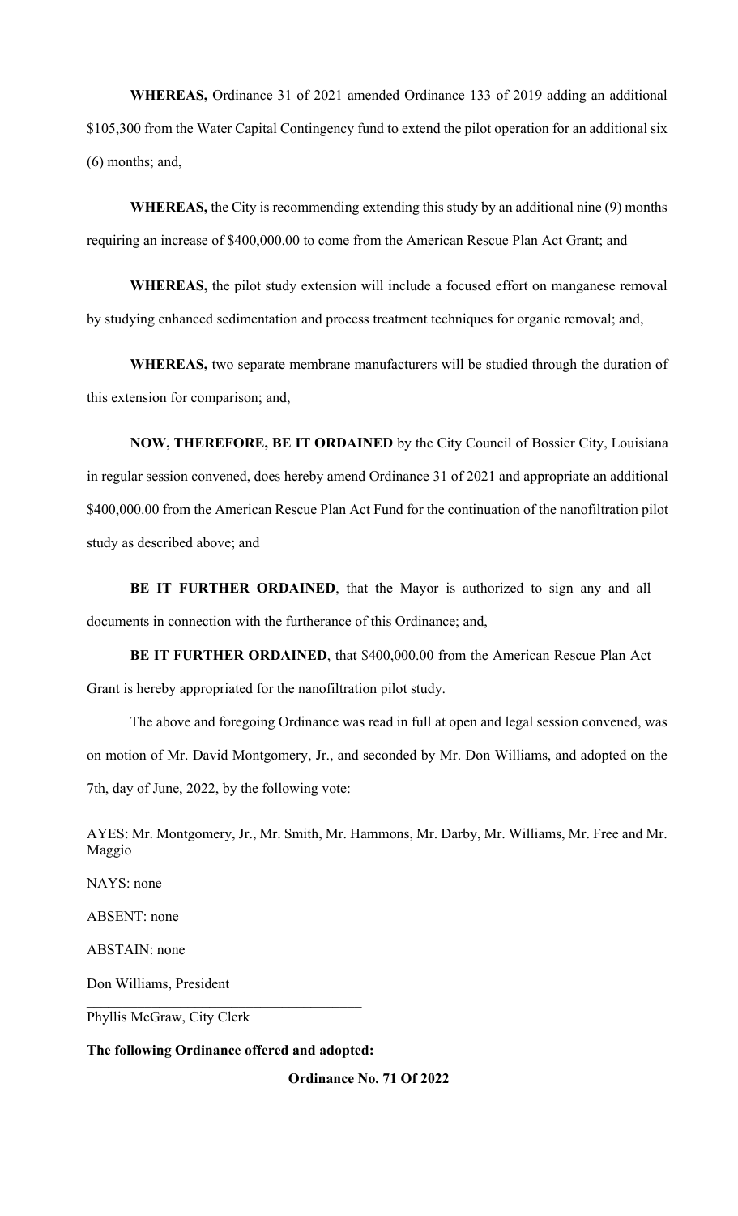**WHEREAS,** Ordinance 31 of 2021 amended Ordinance 133 of 2019 adding an additional \$105,300 from the Water Capital Contingency fund to extend the pilot operation for an additional six (6) months; and,

**WHEREAS,** the City is recommending extending this study by an additional nine (9) months requiring an increase of \$400,000.00 to come from the American Rescue Plan Act Grant; and

**WHEREAS,** the pilot study extension will include a focused effort on manganese removal by studying enhanced sedimentation and process treatment techniques for organic removal; and,

**WHEREAS,** two separate membrane manufacturers will be studied through the duration of this extension for comparison; and,

**NOW, THEREFORE, BE IT ORDAINED** by the City Council of Bossier City, Louisiana in regular session convened, does hereby amend Ordinance 31 of 2021 and appropriate an additional \$400,000.00 from the American Rescue Plan Act Fund for the continuation of the nanofiltration pilot study as described above; and

**BE IT FURTHER ORDAINED**, that the Mayor is authorized to sign any and all documents in connection with the furtherance of this Ordinance; and,

**BE IT FURTHER ORDAINED**, that \$400,000.00 from the American Rescue Plan Act Grant is hereby appropriated for the nanofiltration pilot study.

The above and foregoing Ordinance was read in full at open and legal session convened, was on motion of Mr. David Montgomery, Jr., and seconded by Mr. Don Williams, and adopted on the 7th, day of June, 2022, by the following vote:

AYES: Mr. Montgomery, Jr., Mr. Smith, Mr. Hammons, Mr. Darby, Mr. Williams, Mr. Free and Mr. Maggio

NAYS: none

ABSENT: none

ABSTAIN: none

\_\_\_\_\_\_\_\_\_\_\_\_\_\_\_\_\_\_\_\_\_\_\_\_\_\_\_\_\_\_\_\_\_\_\_\_

Don Williams, President

\_\_\_\_\_\_\_\_\_\_\_\_\_\_\_\_\_\_\_\_\_\_\_\_\_\_\_\_\_\_\_\_\_\_\_\_

Phyllis McGraw, City Clerk

**The following Ordinance offered and adopted:**

**Ordinance No. 71 Of 2022**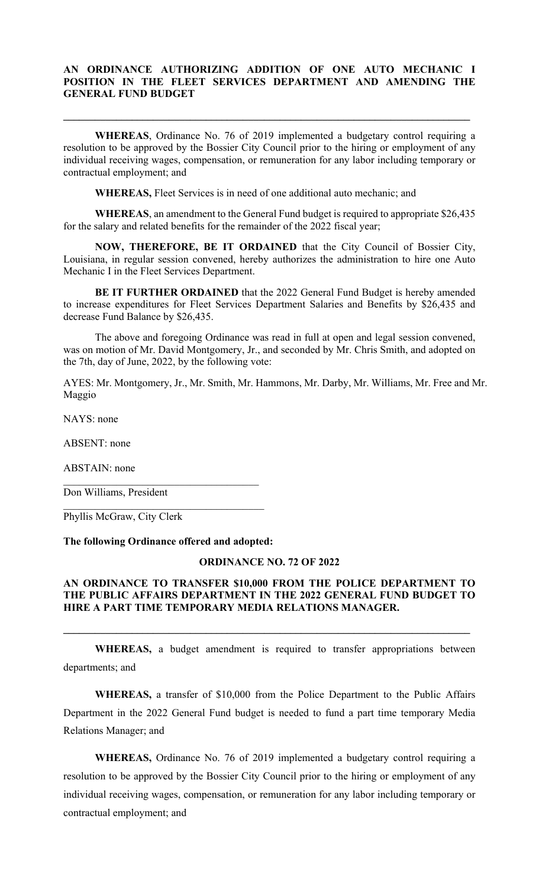**AN ORDINANCE AUTHORIZING ADDITION OF ONE AUTO MECHANIC I POSITION IN THE FLEET SERVICES DEPARTMENT AND AMENDING THE GENERAL FUND BUDGET**

---

**WHEREAS**, Ordinance No. 76 of 2019 implemented a budgetary control requiring a resolution to be approved by the Bossier City Council prior to the hiring or employment of any individual receiving wages, compensation, or remuneration for any labor including temporary or contractual employment; and

**WHEREAS,** Fleet Services is in need of one additional auto mechanic; and

**WHEREAS**, an amendment to the General Fund budget is required to appropriate $26,435 for the salary and related benefits for the remainder of the 2022 fiscal year;

**NOW, THEREFORE, BE IT ORDAINED** that the City Council of Bossier City, Louisiana, in regular session convened, hereby authorizes the administration to hire one Auto Mechanic I in the Fleet Services Department.

**BE IT FURTHER ORDAINED** that the 2022 General Fund Budget is hereby amended to increase expenditures for Fleet Services Department Salaries and Benefits by $26,435 and decrease Fund Balance by $26,435.

The above and foregoing Ordinance was read in full at open and legal session convened, was on motion of Mr. David Montgomery, Jr., and seconded by Mr. Chris Smith, and adopted on the 7th, day of June, 2022, by the following vote:

AYES: Mr. Montgomery, Jr., Mr. Smith, Mr. Hammons, Mr. Darby, Mr. Williams, Mr. Free and Mr. Maggio

NAYS: none

ABSENT: none

ABSTAIN: none

\_\_\_\_\_\_\_\_\_\_\_\_\_\_\_\_\_\_\_\_\_\_\_\_\_\_\_\_\_\_\_\_\_\_\_\_
Don Williams, President

\_\_\_\_\_\_\_\_\_\_\_\_\_\_\_\_\_\_\_\_\_\_\_\_\_\_\_\_\_\_\_\_\_\_\_\_
Phyllis McGraw, City Clerk

**The following Ordinance offered and adopted:**

**ORDINANCE NO. 72 OF 2022**

**AN ORDINANCE TO TRANSFER $10,000 FROM THE POLICE DEPARTMENT TO THE PUBLIC AFFAIRS DEPARTMENT IN THE 2022 GENERAL FUND BUDGET TO HIRE A PART TIME TEMPORARY MEDIA RELATIONS MANAGER.**

---

**WHEREAS,** a budget amendment is required to transfer appropriations between departments; and

**WHEREAS,** a transfer of $10,000 from the Police Department to the Public Affairs Department in the 2022 General Fund budget is needed to fund a part time temporary Media Relations Manager; and

**WHEREAS,** Ordinance No. 76 of 2019 implemented a budgetary control requiring a resolution to be approved by the Bossier City Council prior to the hiring or employment of any individual receiving wages, compensation, or remuneration for any labor including temporary or contractual employment; and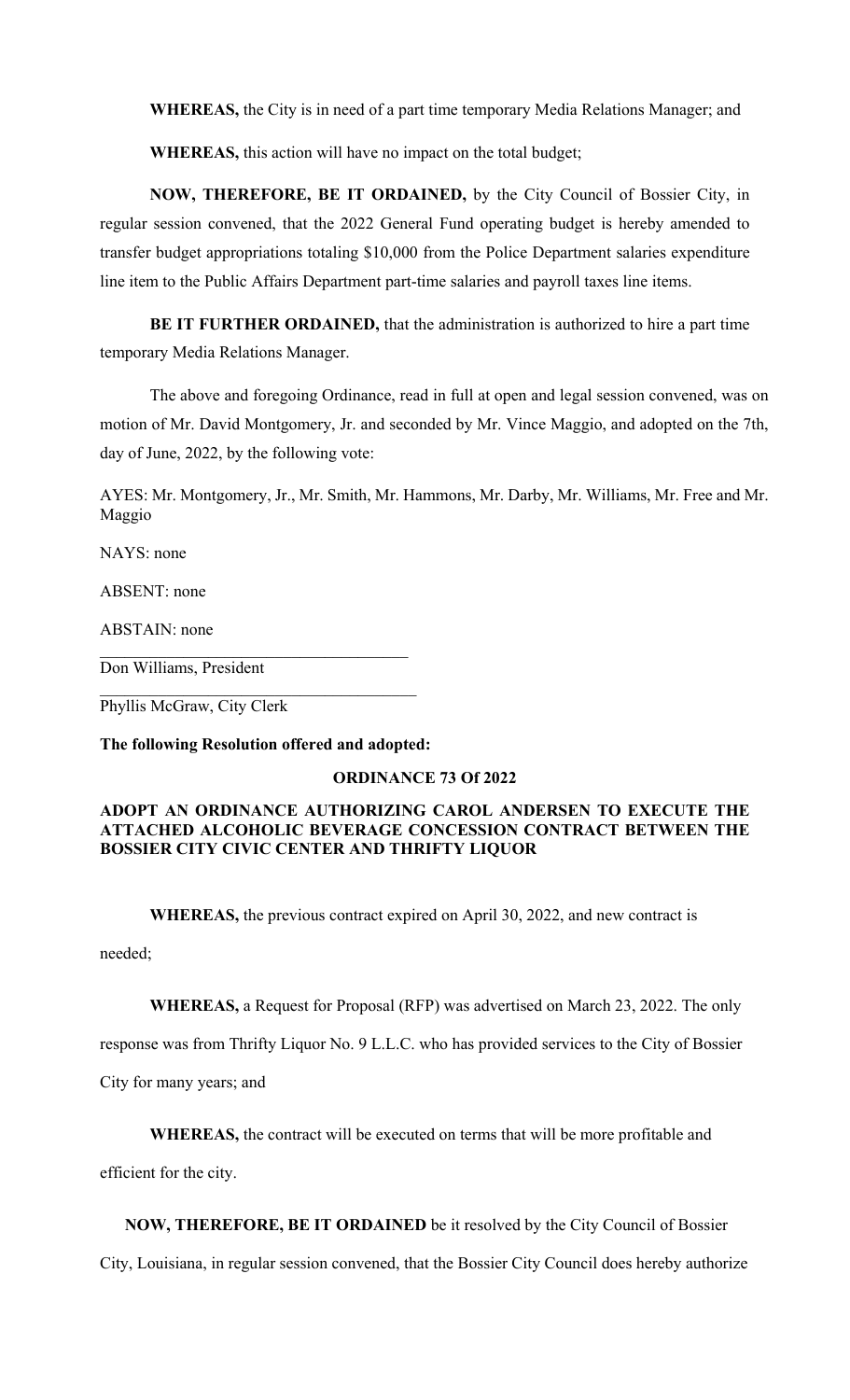**WHEREAS,** the City is in need of a part time temporary Media Relations Manager; and

**WHEREAS,** this action will have no impact on the total budget;

**NOW, THEREFORE, BE IT ORDAINED,** by the City Council of Bossier City, in regular session convened, that the 2022 General Fund operating budget is hereby amended to transfer budget appropriations totaling $10,000 from the Police Department salaries expenditure line item to the Public Affairs Department part-time salaries and payroll taxes line items.

**BE IT FURTHER ORDAINED,** that the administration is authorized to hire a part time temporary Media Relations Manager.

The above and foregoing Ordinance, read in full at open and legal session convened, was on motion of Mr. David Montgomery, Jr. and seconded by Mr. Vince Maggio, and adopted on the 7th, day of June, 2022, by the following vote:

AYES: Mr. Montgomery, Jr., Mr. Smith, Mr. Hammons, Mr. Darby, Mr. Williams, Mr. Free and Mr. Maggio

NAYS: none

ABSENT: none

ABSTAIN: none

\_\_\_\_\_\_\_\_\_\_\_\_\_\_\_\_\_\_\_\_\_\_\_\_\_\_\_\_\_\_\_\_\_\_\_\_

Don Williams, President

\_\_\_\_\_\_\_\_\_\_\_\_\_\_\_\_\_\_\_\_\_\_\_\_\_\_\_\_\_\_\_\_\_\_\_\_

Phyllis McGraw, City Clerk

**The following Resolution offered and adopted:**

**ORDINANCE 73 Of 2022**

**ADOPT AN ORDINANCE AUTHORIZING CAROL ANDERSEN TO EXECUTE THE ATTACHED ALCOHOLIC BEVERAGE CONCESSION CONTRACT BETWEEN THE BOSSIER CITY CIVIC CENTER AND THRIFTY LIQUOR**

**WHEREAS,** the previous contract expired on April 30, 2022, and new contract is needed;

**WHEREAS,** a Request for Proposal (RFP) was advertised on March 23, 2022. The only response was from Thrifty Liquor No. 9 L.L.C. who has provided services to the City of Bossier City for many years; and

**WHEREAS,** the contract will be executed on terms that will be more profitable and efficient for the city.

**NOW, THEREFORE, BE IT ORDAINED** be it resolved by the City Council of Bossier City, Louisiana, in regular session convened, that the Bossier City Council does hereby authorize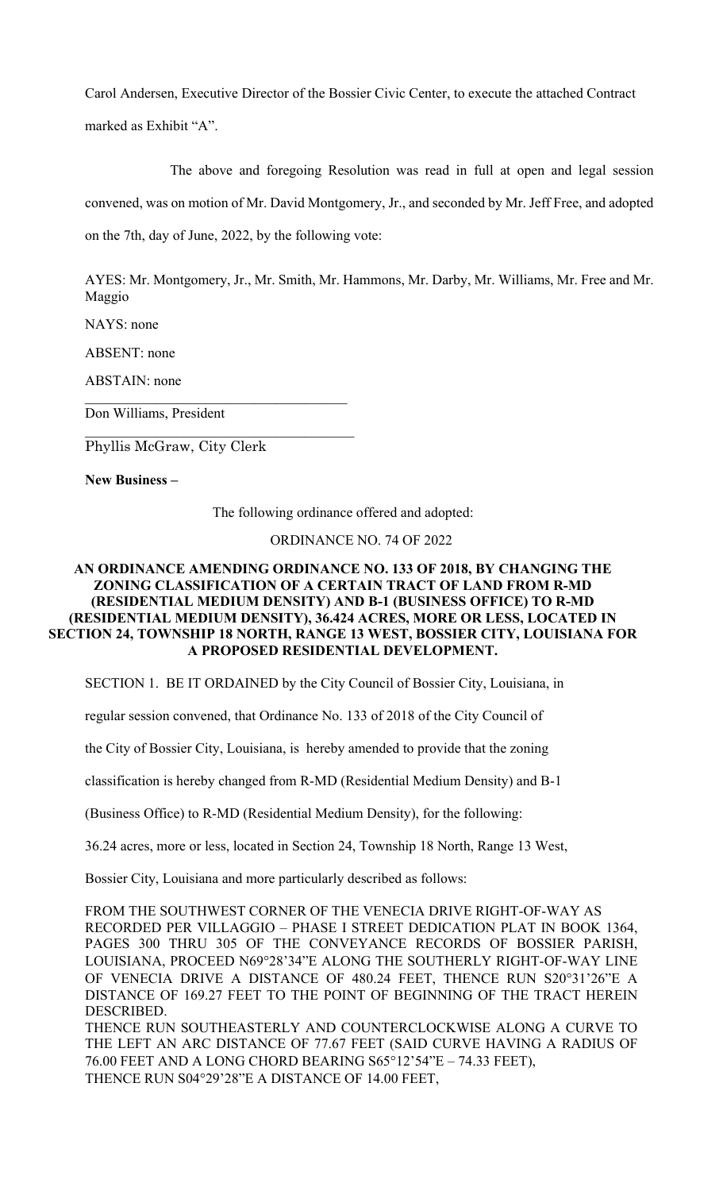Carol Andersen, Executive Director of the Bossier Civic Center, to execute the attached Contract marked as Exhibit "A".

The above and foregoing Resolution was read in full at open and legal session convened, was on motion of Mr. David Montgomery, Jr., and seconded by Mr. Jeff Free, and adopted on the 7th, day of June, 2022, by the following vote:

AYES: Mr. Montgomery, Jr., Mr. Smith, Mr. Hammons, Mr. Darby, Mr. Williams, Mr. Free and Mr. Maggio

NAYS: none

ABSENT: none

ABSTAIN: none

\_\_\_\_\_\_\_\_\_\_\_\_\_\_\_\_\_\_\_\_\_\_\_\_\_\_\_\_\_\_\_\_\_\_\_\_
Don Williams, President

\_\_\_\_\_\_\_\_\_\_\_\_\_\_\_\_\_\_\_\_\_\_\_\_\_\_\_\_\_\_\_\_\_\_\_\_
Phyllis McGraw, City Clerk

**New Business –**

The following ordinance offered and adopted:

ORDINANCE NO. 74 OF 2022

**AN ORDINANCE AMENDING ORDINANCE NO. 133 OF 2018, BY CHANGING THE ZONING CLASSIFICATION OF A CERTAIN TRACT OF LAND FROM R-MD (RESIDENTIAL MEDIUM DENSITY) AND B-1 (BUSINESS OFFICE) TO R-MD (RESIDENTIAL MEDIUM DENSITY), 36.424 ACRES, MORE OR LESS, LOCATED IN SECTION 24, TOWNSHIP 18 NORTH, RANGE 13 WEST, BOSSIER CITY, LOUISIANA FOR A PROPOSED RESIDENTIAL DEVELOPMENT.**

SECTION 1. BE IT ORDAINED by the City Council of Bossier City, Louisiana, in regular session convened, that Ordinance No. 133 of 2018 of the City Council of the City of Bossier City, Louisiana, is hereby amended to provide that the zoning classification is hereby changed from R-MD (Residential Medium Density) and B-1 (Business Office) to R-MD (Residential Medium Density), for the following:

36.24 acres, more or less, located in Section 24, Township 18 North, Range 13 West, Bossier City, Louisiana and more particularly described as follows:

FROM THE SOUTHWEST CORNER OF THE VENECIA DRIVE RIGHT-OF-WAY AS RECORDED PER VILLAGGIO – PHASE I STREET DEDICATION PLAT IN BOOK 1364, PAGES 300 THRU 305 OF THE CONVEYANCE RECORDS OF BOSSIER PARISH, LOUISIANA, PROCEED N69°28'34"E ALONG THE SOUTHERLY RIGHT-OF-WAY LINE OF VENECIA DRIVE A DISTANCE OF 480.24 FEET, THENCE RUN S20°31'26"E A DISTANCE OF 169.27 FEET TO THE POINT OF BEGINNING OF THE TRACT HEREIN DESCRIBED.
THENCE RUN SOUTHEASTERLY AND COUNTERCLOCKWISE ALONG A CURVE TO THE LEFT AN ARC DISTANCE OF 77.67 FEET (SAID CURVE HAVING A RADIUS OF 76.00 FEET AND A LONG CHORD BEARING S65°12'54"E – 74.33 FEET),
THENCE RUN S04°29'28"E A DISTANCE OF 14.00 FEET,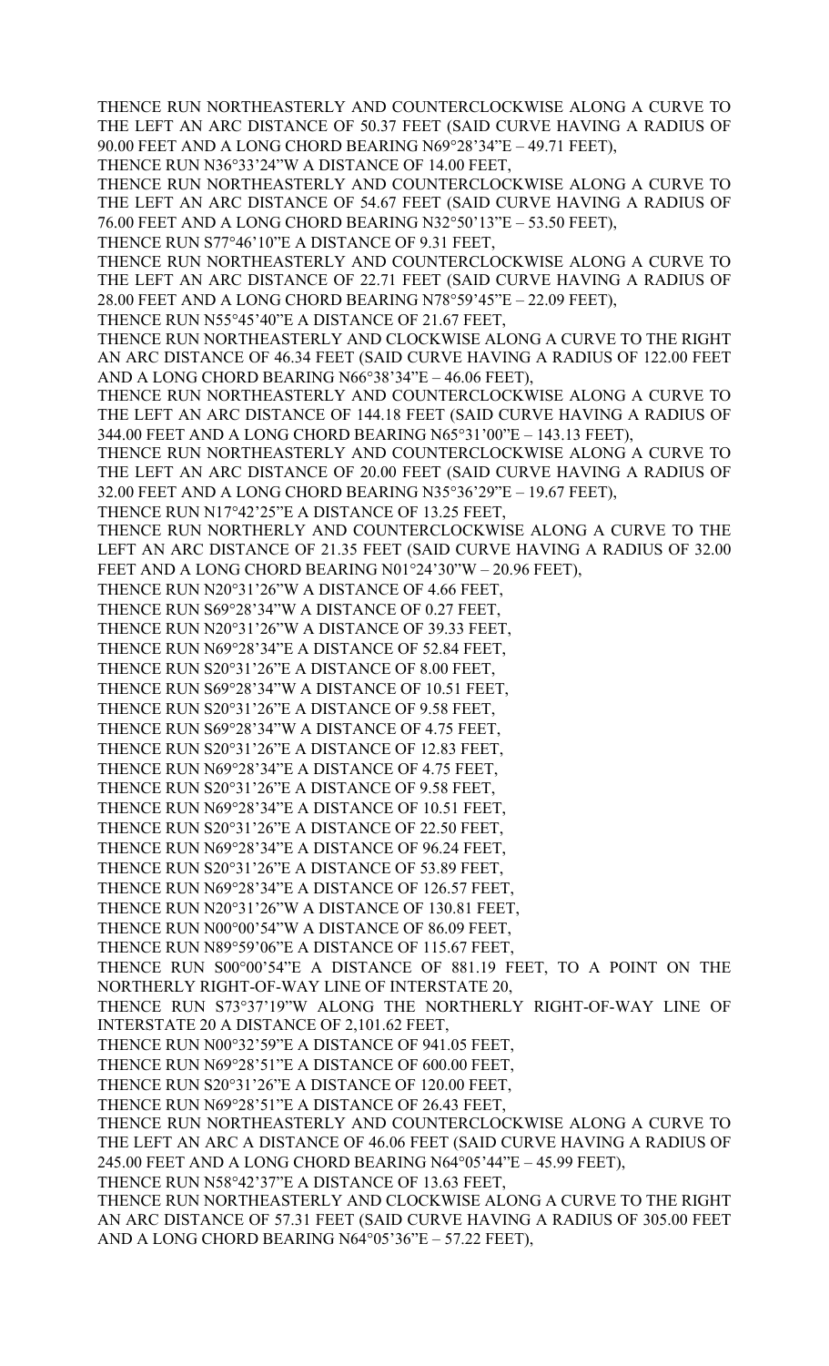THENCE RUN NORTHEASTERLY AND COUNTERCLOCKWISE ALONG A CURVE TO THE LEFT AN ARC DISTANCE OF 50.37 FEET (SAID CURVE HAVING A RADIUS OF 90.00 FEET AND A LONG CHORD BEARING N69°28'34"E – 49.71 FEET),

THENCE RUN N36°33'24"W A DISTANCE OF 14.00 FEET,

THENCE RUN NORTHEASTERLY AND COUNTERCLOCKWISE ALONG A CURVE TO THE LEFT AN ARC DISTANCE OF 54.67 FEET (SAID CURVE HAVING A RADIUS OF 76.00 FEET AND A LONG CHORD BEARING N32°50'13"E – 53.50 FEET),

THENCE RUN S77°46'10"E A DISTANCE OF 9.31 FEET,

THENCE RUN NORTHEASTERLY AND COUNTERCLOCKWISE ALONG A CURVE TO THE LEFT AN ARC DISTANCE OF 22.71 FEET (SAID CURVE HAVING A RADIUS OF 28.00 FEET AND A LONG CHORD BEARING N78°59'45"E – 22.09 FEET),

THENCE RUN N55°45'40"E A DISTANCE OF 21.67 FEET,

THENCE RUN NORTHEASTERLY AND CLOCKWISE ALONG A CURVE TO THE RIGHT AN ARC DISTANCE OF 46.34 FEET (SAID CURVE HAVING A RADIUS OF 122.00 FEET AND A LONG CHORD BEARING N66°38'34"E – 46.06 FEET),

THENCE RUN NORTHEASTERLY AND COUNTERCLOCKWISE ALONG A CURVE TO THE LEFT AN ARC DISTANCE OF 144.18 FEET (SAID CURVE HAVING A RADIUS OF 344.00 FEET AND A LONG CHORD BEARING N65°31'00"E – 143.13 FEET),

THENCE RUN NORTHEASTERLY AND COUNTERCLOCKWISE ALONG A CURVE TO THE LEFT AN ARC DISTANCE OF 20.00 FEET (SAID CURVE HAVING A RADIUS OF 32.00 FEET AND A LONG CHORD BEARING N35°36'29"E – 19.67 FEET),

THENCE RUN N17°42'25"E A DISTANCE OF 13.25 FEET,

THENCE RUN NORTHERLY AND COUNTERCLOCKWISE ALONG A CURVE TO THE LEFT AN ARC DISTANCE OF 21.35 FEET (SAID CURVE HAVING A RADIUS OF 32.00 FEET AND A LONG CHORD BEARING N01°24'30"W – 20.96 FEET),

THENCE RUN N20°31'26"W A DISTANCE OF 4.66 FEET,

THENCE RUN S69°28'34"W A DISTANCE OF 0.27 FEET,

THENCE RUN N20°31'26"W A DISTANCE OF 39.33 FEET,

THENCE RUN N69°28'34"E A DISTANCE OF 52.84 FEET,

THENCE RUN S20°31'26"E A DISTANCE OF 8.00 FEET,

THENCE RUN S69°28'34"W A DISTANCE OF 10.51 FEET,

THENCE RUN S20°31'26"E A DISTANCE OF 9.58 FEET,

THENCE RUN S69°28'34"W A DISTANCE OF 4.75 FEET,

THENCE RUN S20°31'26"E A DISTANCE OF 12.83 FEET,

THENCE RUN N69°28'34"E A DISTANCE OF 4.75 FEET,

THENCE RUN S20°31'26"E A DISTANCE OF 9.58 FEET,

THENCE RUN N69°28'34"E A DISTANCE OF 10.51 FEET,

THENCE RUN S20°31'26"E A DISTANCE OF 22.50 FEET,

THENCE RUN N69°28'34"E A DISTANCE OF 96.24 FEET,

THENCE RUN S20°31'26"E A DISTANCE OF 53.89 FEET,

THENCE RUN N69°28'34"E A DISTANCE OF 126.57 FEET,

THENCE RUN N20°31'26"W A DISTANCE OF 130.81 FEET,

THENCE RUN N00°00'54"W A DISTANCE OF 86.09 FEET,

THENCE RUN N89°59'06"E A DISTANCE OF 115.67 FEET,

THENCE RUN S00°00'54"E A DISTANCE OF 881.19 FEET, TO A POINT ON THE NORTHERLY RIGHT-OF-WAY LINE OF INTERSTATE 20,

THENCE RUN S73°37'19"W ALONG THE NORTHERLY RIGHT-OF-WAY LINE OF INTERSTATE 20 A DISTANCE OF 2,101.62 FEET,

THENCE RUN N00°32'59"E A DISTANCE OF 941.05 FEET,

THENCE RUN N69°28'51"E A DISTANCE OF 600.00 FEET,

THENCE RUN S20°31'26"E A DISTANCE OF 120.00 FEET,

THENCE RUN N69°28'51"E A DISTANCE OF 26.43 FEET,

THENCE RUN NORTHEASTERLY AND COUNTERCLOCKWISE ALONG A CURVE TO THE LEFT AN ARC A DISTANCE OF 46.06 FEET (SAID CURVE HAVING A RADIUS OF 245.00 FEET AND A LONG CHORD BEARING N64°05'44"E – 45.99 FEET),

THENCE RUN N58°42'37"E A DISTANCE OF 13.63 FEET,

THENCE RUN NORTHEASTERLY AND CLOCKWISE ALONG A CURVE TO THE RIGHT AN ARC DISTANCE OF 57.31 FEET (SAID CURVE HAVING A RADIUS OF 305.00 FEET AND A LONG CHORD BEARING N64°05'36"E – 57.22 FEET),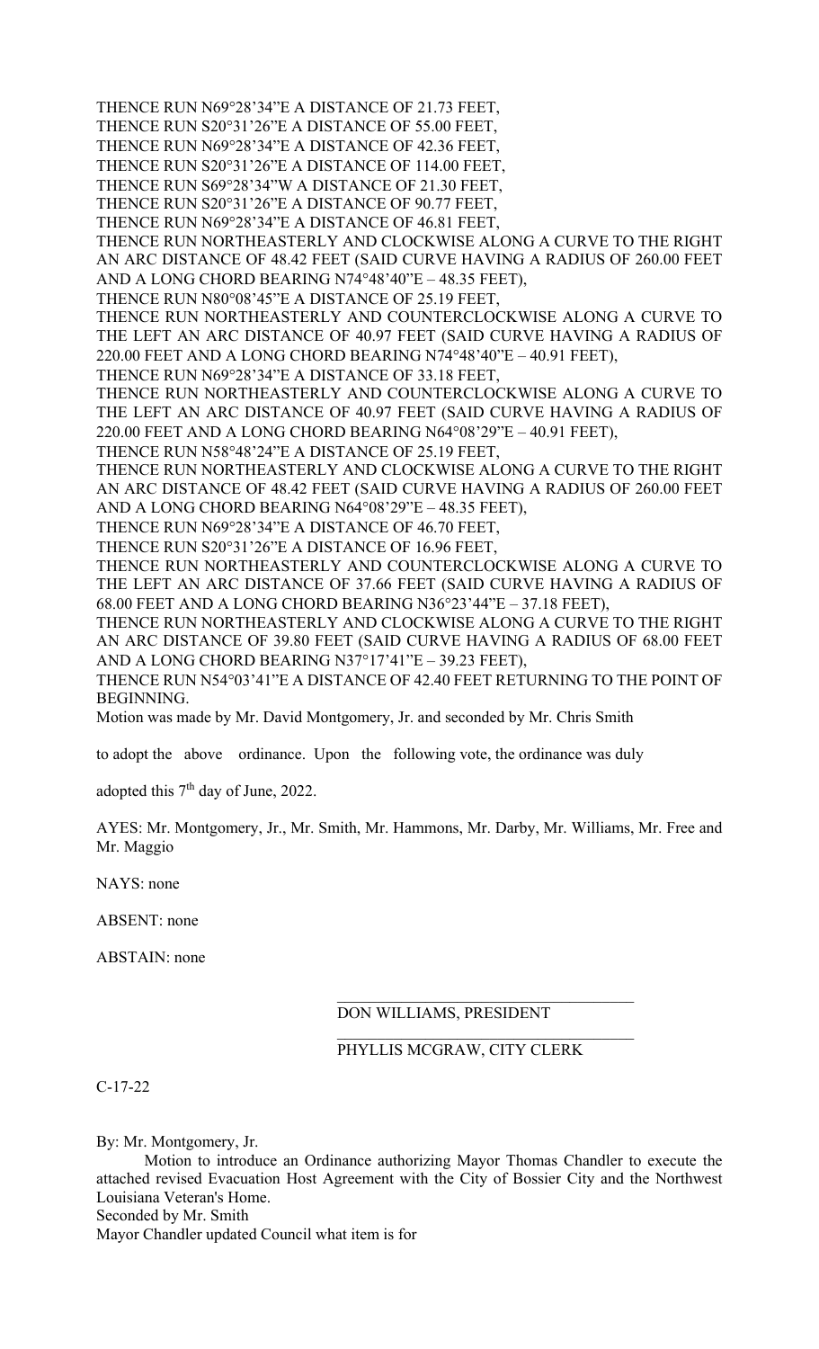THENCE RUN N69°28'34"E A DISTANCE OF 21.73 FEET,
THENCE RUN S20°31'26"E A DISTANCE OF 55.00 FEET,
THENCE RUN N69°28'34"E A DISTANCE OF 42.36 FEET,
THENCE RUN S20°31'26"E A DISTANCE OF 114.00 FEET,
THENCE RUN S69°28'34"W A DISTANCE OF 21.30 FEET,
THENCE RUN S20°31'26"E A DISTANCE OF 90.77 FEET,
THENCE RUN N69°28'34"E A DISTANCE OF 46.81 FEET,
THENCE RUN NORTHEASTERLY AND CLOCKWISE ALONG A CURVE TO THE RIGHT AN ARC DISTANCE OF 48.42 FEET (SAID CURVE HAVING A RADIUS OF 260.00 FEET AND A LONG CHORD BEARING N74°48'40"E – 48.35 FEET),
THENCE RUN N80°08'45"E A DISTANCE OF 25.19 FEET,
THENCE RUN NORTHEASTERLY AND COUNTERCLOCKWISE ALONG A CURVE TO THE LEFT AN ARC DISTANCE OF 40.97 FEET (SAID CURVE HAVING A RADIUS OF 220.00 FEET AND A LONG CHORD BEARING N74°48'40"E – 40.91 FEET),
THENCE RUN N69°28'34"E A DISTANCE OF 33.18 FEET,
THENCE RUN NORTHEASTERLY AND COUNTERCLOCKWISE ALONG A CURVE TO THE LEFT AN ARC DISTANCE OF 40.97 FEET (SAID CURVE HAVING A RADIUS OF 220.00 FEET AND A LONG CHORD BEARING N64°08'29"E – 40.91 FEET),
THENCE RUN N58°48'24"E A DISTANCE OF 25.19 FEET,
THENCE RUN NORTHEASTERLY AND CLOCKWISE ALONG A CURVE TO THE RIGHT AN ARC DISTANCE OF 48.42 FEET (SAID CURVE HAVING A RADIUS OF 260.00 FEET AND A LONG CHORD BEARING N64°08'29"E – 48.35 FEET),
THENCE RUN N69°28'34"E A DISTANCE OF 46.70 FEET,
THENCE RUN S20°31'26"E A DISTANCE OF 16.96 FEET,
THENCE RUN NORTHEASTERLY AND COUNTERCLOCKWISE ALONG A CURVE TO THE LEFT AN ARC DISTANCE OF 37.66 FEET (SAID CURVE HAVING A RADIUS OF 68.00 FEET AND A LONG CHORD BEARING N36°23'44"E – 37.18 FEET),
THENCE RUN NORTHEASTERLY AND CLOCKWISE ALONG A CURVE TO THE RIGHT AN ARC DISTANCE OF 39.80 FEET (SAID CURVE HAVING A RADIUS OF 68.00 FEET AND A LONG CHORD BEARING N37°17'41"E – 39.23 FEET),
THENCE RUN N54°03'41"E A DISTANCE OF 42.40 FEET RETURNING TO THE POINT OF BEGINNING.

Motion was made by Mr. David Montgomery, Jr. and seconded by Mr. Chris Smith to adopt the above ordinance. Upon the following vote, the ordinance was duly adopted this 7th day of June, 2022.

AYES: Mr. Montgomery, Jr., Mr. Smith, Mr. Hammons, Mr. Darby, Mr. Williams, Mr. Free and Mr. Maggio

NAYS: none

ABSENT: none

ABSTAIN: none

\_\_\_\_\_\_\_\_\_\_\_\_\_\_\_\_\_\_\_\_\_\_\_\_\_\_\_\_\_\_\_\_\_\_\_\_
DON WILLIAMS, PRESIDENT

\_\_\_\_\_\_\_\_\_\_\_\_\_\_\_\_\_\_\_\_\_\_\_\_\_\_\_\_\_\_\_\_\_\_\_\_
PHYLLIS MCGRAW, CITY CLERK

C-17-22

By: Mr. Montgomery, Jr.

Motion to introduce an Ordinance authorizing Mayor Thomas Chandler to execute the attached revised Evacuation Host Agreement with the City of Bossier City and the Northwest Louisiana Veteran's Home.

Seconded by Mr. Smith

Mayor Chandler updated Council what item is for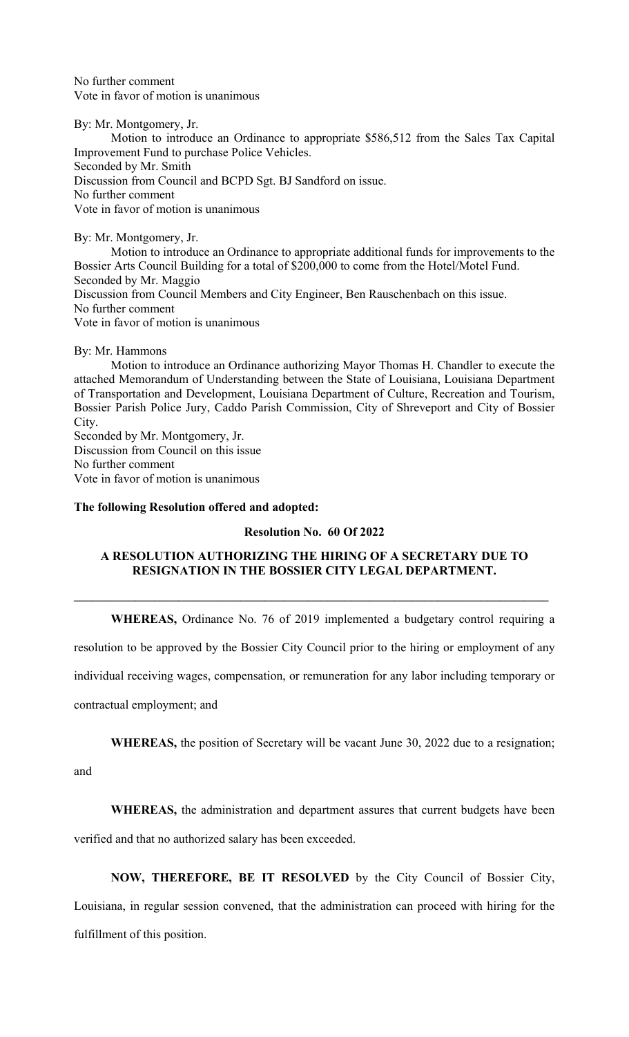No further comment
Vote in favor of motion is unanimous

By: Mr. Montgomery, Jr.

Motion to introduce an Ordinance to appropriate $586,512 from the Sales Tax Capital Improvement Fund to purchase Police Vehicles.
Seconded by Mr. Smith
Discussion from Council and BCPD Sgt. BJ Sandford on issue.
No further comment
Vote in favor of motion is unanimous

By: Mr. Montgomery, Jr.

Motion to introduce an Ordinance to appropriate additional funds for improvements to the Bossier Arts Council Building for a total of $200,000 to come from the Hotel/Motel Fund.
Seconded by Mr. Maggio
Discussion from Council Members and City Engineer, Ben Rauschenbach on this issue.
No further comment
Vote in favor of motion is unanimous

By: Mr. Hammons

Motion to introduce an Ordinance authorizing Mayor Thomas H. Chandler to execute the attached Memorandum of Understanding between the State of Louisiana, Louisiana Department of Transportation and Development, Louisiana Department of Culture, Recreation and Tourism, Bossier Parish Police Jury, Caddo Parish Commission, City of Shreveport and City of Bossier City.
Seconded by Mr. Montgomery, Jr.
Discussion from Council on this issue
No further comment
Vote in favor of motion is unanimous

**The following Resolution offered and adopted:**

**Resolution No. 60 Of 2022**

**A RESOLUTION AUTHORIZING THE HIRING OF A SECRETARY DUE TO RESIGNATION IN THE BOSSIER CITY LEGAL DEPARTMENT.**

---

**WHEREAS,** Ordinance No. 76 of 2019 implemented a budgetary control requiring a resolution to be approved by the Bossier City Council prior to the hiring or employment of any individual receiving wages, compensation, or remuneration for any labor including temporary or contractual employment; and

**WHEREAS,** the position of Secretary will be vacant June 30, 2022 due to a resignation; and

**WHEREAS,** the administration and department assures that current budgets have been verified and that no authorized salary has been exceeded.

**NOW, THEREFORE, BE IT RESOLVED** by the City Council of Bossier City, Louisiana, in regular session convened, that the administration can proceed with hiring for the fulfillment of this position.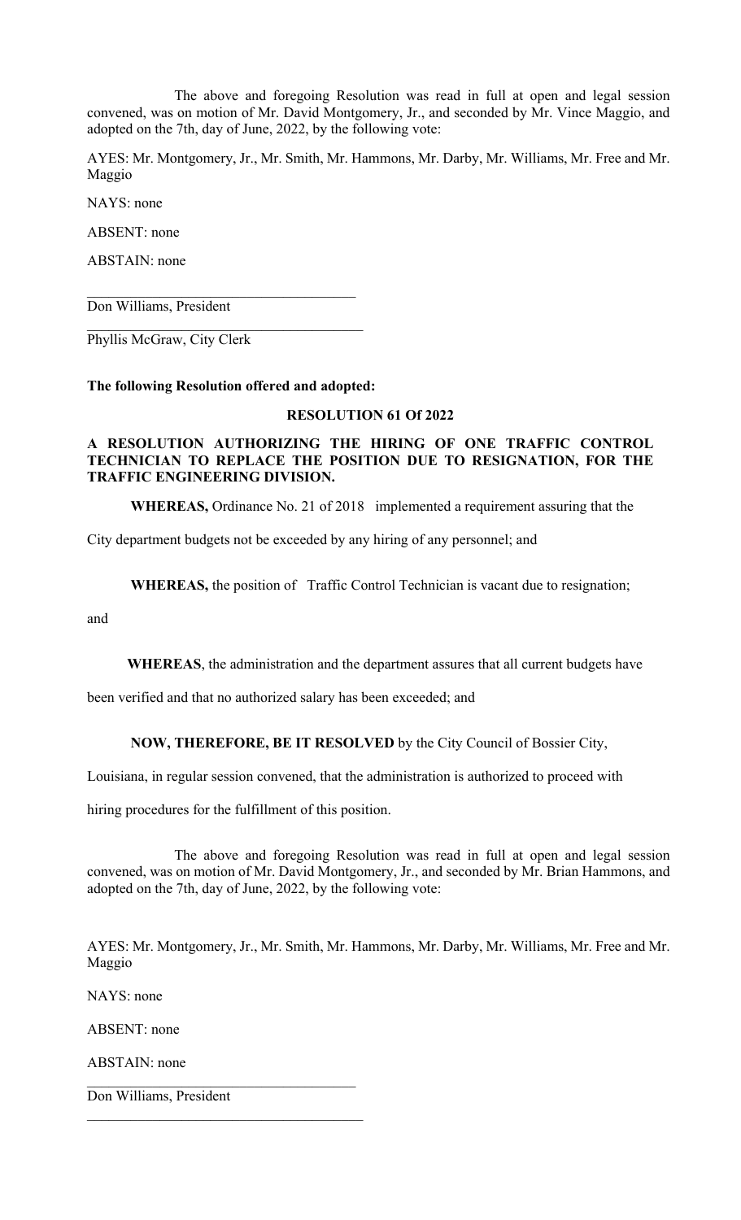The above and foregoing Resolution was read in full at open and legal session convened, was on motion of Mr. David Montgomery, Jr., and seconded by Mr. Vince Maggio, and adopted on the 7th, day of June, 2022, by the following vote:

AYES: Mr. Montgomery, Jr., Mr. Smith, Mr. Hammons, Mr. Darby, Mr. Williams, Mr. Free and Mr. Maggio

NAYS: none

ABSENT: none

ABSTAIN: none

\_\_\_\_\_\_\_\_\_\_\_\_\_\_\_\_\_\_\_\_\_\_\_\_\_\_\_\_\_\_\_\_\_\_\_\_\_\_

Don Williams, President

\_\_\_\_\_\_\_\_\_\_\_\_\_\_\_\_\_\_\_\_\_\_\_\_\_\_\_\_\_\_\_\_\_\_\_\_\_\_

Phyllis McGraw, City Clerk

**The following Resolution offered and adopted:**

**RESOLUTION 61 Of 2022**

**A RESOLUTION AUTHORIZING THE HIRING OF ONE TRAFFIC CONTROL TECHNICIAN TO REPLACE THE POSITION DUE TO RESIGNATION, FOR THE TRAFFIC ENGINEERING DIVISION.**

**WHEREAS,** Ordinance No. 21 of 2018 implemented a requirement assuring that the City department budgets not be exceeded by any hiring of any personnel; and

**WHEREAS,** the position of Traffic Control Technician is vacant due to resignation; and

**WHEREAS**, the administration and the department assures that all current budgets have been verified and that no authorized salary has been exceeded; and

**NOW, THEREFORE, BE IT RESOLVED** by the City Council of Bossier City, Louisiana, in regular session convened, that the administration is authorized to proceed with hiring procedures for the fulfillment of this position.

The above and foregoing Resolution was read in full at open and legal session convened, was on motion of Mr. David Montgomery, Jr., and seconded by Mr. Brian Hammons, and adopted on the 7th, day of June, 2022, by the following vote:

AYES: Mr. Montgomery, Jr., Mr. Smith, Mr. Hammons, Mr. Darby, Mr. Williams, Mr. Free and Mr. Maggio

NAYS: none

ABSENT: none

ABSTAIN: none

\_\_\_\_\_\_\_\_\_\_\_\_\_\_\_\_\_\_\_\_\_\_\_\_\_\_\_\_\_\_\_\_\_\_\_\_\_\_

Don Williams, President

\_\_\_\_\_\_\_\_\_\_\_\_\_\_\_\_\_\_\_\_\_\_\_\_\_\_\_\_\_\_\_\_\_\_\_\_\_\_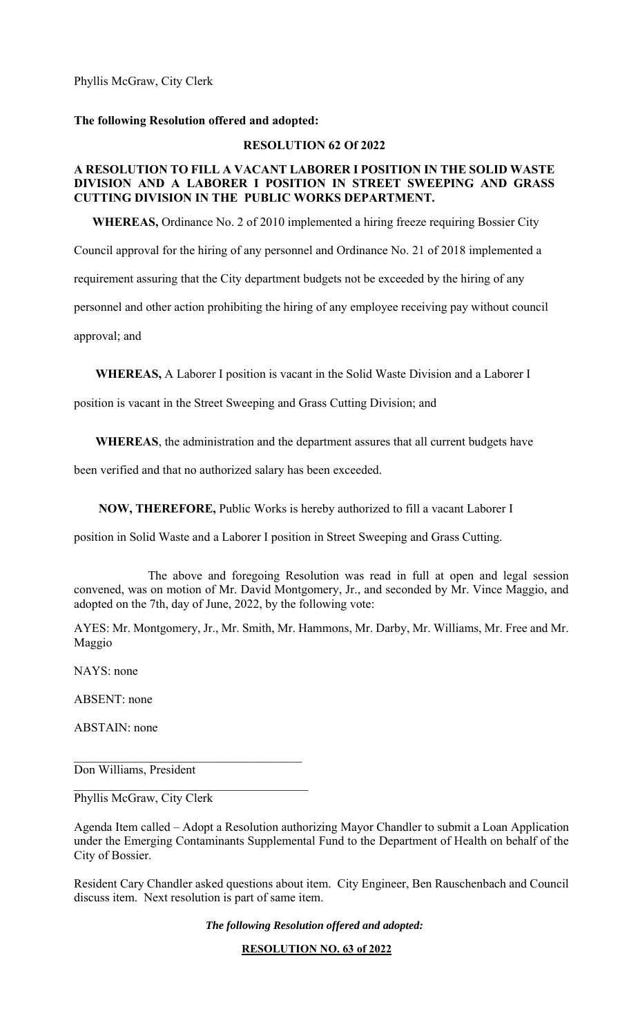Phyllis McGraw, City Clerk

**The following Resolution offered and adopted:**

**RESOLUTION 62 Of 2022**

**A RESOLUTION TO FILL A VACANT LABORER I POSITION IN THE SOLID WASTE DIVISION AND A LABORER I POSITION IN STREET SWEEPING AND GRASS CUTTING DIVISION IN THE PUBLIC WORKS DEPARTMENT.**

**WHEREAS,** Ordinance No. 2 of 2010 implemented a hiring freeze requiring Bossier City Council approval for the hiring of any personnel and Ordinance No. 21 of 2018 implemented a requirement assuring that the City department budgets not be exceeded by the hiring of any personnel and other action prohibiting the hiring of any employee receiving pay without council approval; and

**WHEREAS,** A Laborer I position is vacant in the Solid Waste Division and a Laborer I position is vacant in the Street Sweeping and Grass Cutting Division; and

**WHEREAS**, the administration and the department assures that all current budgets have been verified and that no authorized salary has been exceeded.

**NOW, THEREFORE,** Public Works is hereby authorized to fill a vacant Laborer I position in Solid Waste and a Laborer I position in Street Sweeping and Grass Cutting.

The above and foregoing Resolution was read in full at open and legal session convened, was on motion of Mr. David Montgomery, Jr., and seconded by Mr. Vince Maggio, and adopted on the 7th, day of June, 2022, by the following vote:

AYES: Mr. Montgomery, Jr., Mr. Smith, Mr. Hammons, Mr. Darby, Mr. Williams, Mr. Free and Mr. Maggio

NAYS: none

ABSENT: none

ABSTAIN: none

Don Williams, President

Phyllis McGraw, City Clerk

Agenda Item called – Adopt a Resolution authorizing Mayor Chandler to submit a Loan Application under the Emerging Contaminants Supplemental Fund to the Department of Health on behalf of the City of Bossier.

Resident Cary Chandler asked questions about item. City Engineer, Ben Rauschenbach and Council discuss item. Next resolution is part of same item.

***The following Resolution offered and adopted:***

**RESOLUTION NO. 63 of 2022**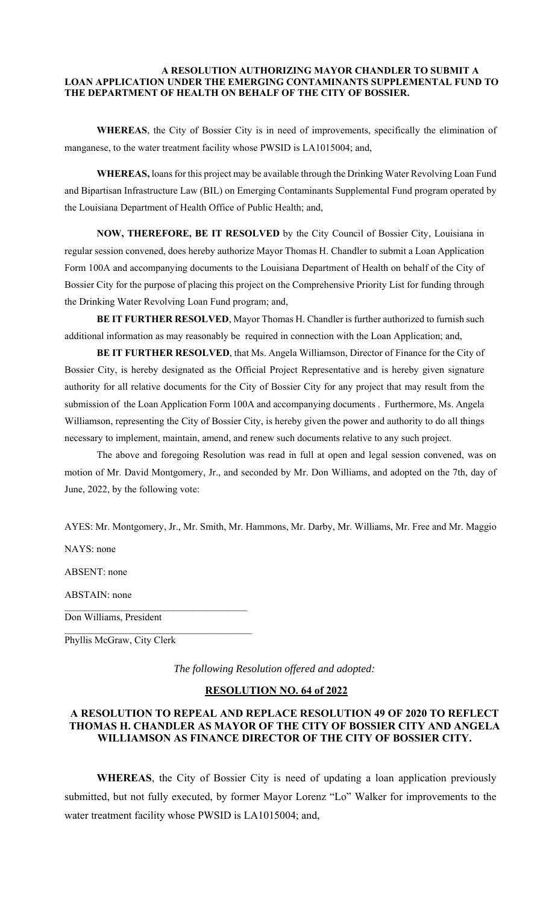**A RESOLUTION AUTHORIZING MAYOR CHANDLER TO SUBMIT A LOAN APPLICATION UNDER THE EMERGING CONTAMINANTS SUPPLEMENTAL FUND TO THE DEPARTMENT OF HEALTH ON BEHALF OF THE CITY OF BOSSIER.**

**WHEREAS**, the City of Bossier City is in need of improvements, specifically the elimination of manganese, to the water treatment facility whose PWSID is LA1015004; and,

**WHEREAS,** loans for this project may be available through the Drinking Water Revolving Loan Fund and Bipartisan Infrastructure Law (BIL) on Emerging Contaminants Supplemental Fund program operated by the Louisiana Department of Health Office of Public Health; and,

**NOW, THEREFORE, BE IT RESOLVED** by the City Council of Bossier City, Louisiana in regular session convened, does hereby authorize Mayor Thomas H. Chandler to submit a Loan Application Form 100A and accompanying documents to the Louisiana Department of Health on behalf of the City of Bossier City for the purpose of placing this project on the Comprehensive Priority List for funding through the Drinking Water Revolving Loan Fund program; and,

**BE IT FURTHER RESOLVED**, Mayor Thomas H. Chandler is further authorized to furnish such additional information as may reasonably be required in connection with the Loan Application; and,

**BE IT FURTHER RESOLVED**, that Ms. Angela Williamson, Director of Finance for the City of Bossier City, is hereby designated as the Official Project Representative and is hereby given signature authority for all relative documents for the City of Bossier City for any project that may result from the submission of the Loan Application Form 100A and accompanying documents . Furthermore, Ms. Angela Williamson, representing the City of Bossier City, is hereby given the power and authority to do all things necessary to implement, maintain, amend, and renew such documents relative to any such project.

The above and foregoing Resolution was read in full at open and legal session convened, was on motion of Mr. David Montgomery, Jr., and seconded by Mr. Don Williams, and adopted on the 7th, day of June, 2022, by the following vote:

AYES: Mr. Montgomery, Jr., Mr. Smith, Mr. Hammons, Mr. Darby, Mr. Williams, Mr. Free and Mr. Maggio

NAYS: none

ABSENT: none

ABSTAIN: none

\_\_\_\_\_\_\_\_\_\_\_\_\_\_\_\_\_\_\_\_\_\_\_\_\_\_\_\_\_\_\_\_\_\_\_\_
Don Williams, President

\_\_\_\_\_\_\_\_\_\_\_\_\_\_\_\_\_\_\_\_\_\_\_\_\_\_\_\_\_\_\_\_\_\_\_\_
Phyllis McGraw, City Clerk

*The following Resolution offered and adopted:*

## RESOLUTION NO. 64 of 2022

**A RESOLUTION TO REPEAL AND REPLACE RESOLUTION 49 OF 2020 TO REFLECT THOMAS H. CHANDLER AS MAYOR OF THE CITY OF BOSSIER CITY AND ANGELA WILLIAMSON AS FINANCE DIRECTOR OF THE CITY OF BOSSIER CITY.**

**WHEREAS**, the City of Bossier City is need of updating a loan application previously submitted, but not fully executed, by former Mayor Lorenz "Lo" Walker for improvements to the water treatment facility whose PWSID is LA1015004; and,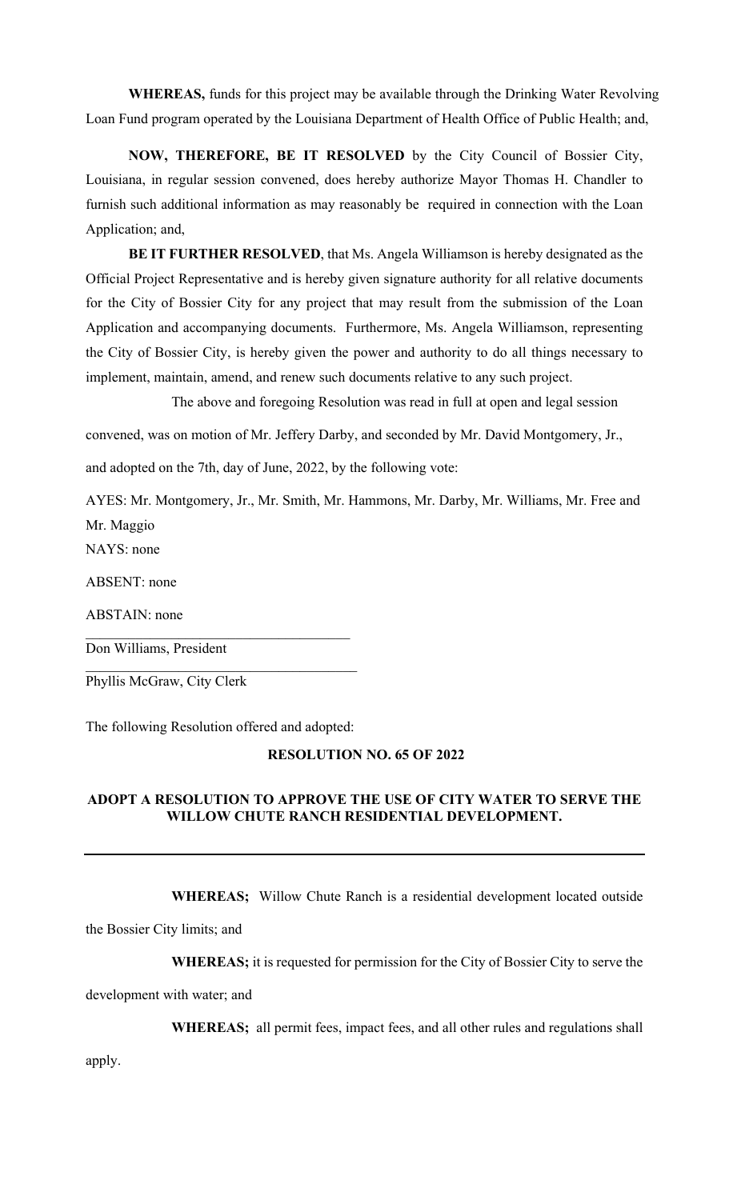**WHEREAS,** funds for this project may be available through the Drinking Water Revolving Loan Fund program operated by the Louisiana Department of Health Office of Public Health; and,

**NOW, THEREFORE, BE IT RESOLVED** by the City Council of Bossier City, Louisiana, in regular session convened, does hereby authorize Mayor Thomas H. Chandler to furnish such additional information as may reasonably be required in connection with the Loan Application; and,

**BE IT FURTHER RESOLVED**, that Ms. Angela Williamson is hereby designated as the Official Project Representative and is hereby given signature authority for all relative documents for the City of Bossier City for any project that may result from the submission of the Loan Application and accompanying documents. Furthermore, Ms. Angela Williamson, representing the City of Bossier City, is hereby given the power and authority to do all things necessary to implement, maintain, amend, and renew such documents relative to any such project.

The above and foregoing Resolution was read in full at open and legal session convened, was on motion of Mr. Jeffery Darby, and seconded by Mr. David Montgomery, Jr., and adopted on the 7th, day of June, 2022, by the following vote:

AYES: Mr. Montgomery, Jr., Mr. Smith, Mr. Hammons, Mr. Darby, Mr. Williams, Mr. Free and Mr. Maggio

NAYS: none

ABSENT: none

ABSTAIN: none

______________________________________
Don Williams, President

______________________________________
Phyllis McGraw, City Clerk

The following Resolution offered and adopted:

**RESOLUTION NO. 65 OF 2022**

**ADOPT A RESOLUTION TO APPROVE THE USE OF CITY WATER TO SERVE THE WILLOW CHUTE RANCH RESIDENTIAL DEVELOPMENT.**

---

**WHEREAS;** Willow Chute Ranch is a residential development located outside the Bossier City limits; and

**WHEREAS;** it is requested for permission for the City of Bossier City to serve the development with water; and

**WHEREAS;** all permit fees, impact fees, and all other rules and regulations shall apply.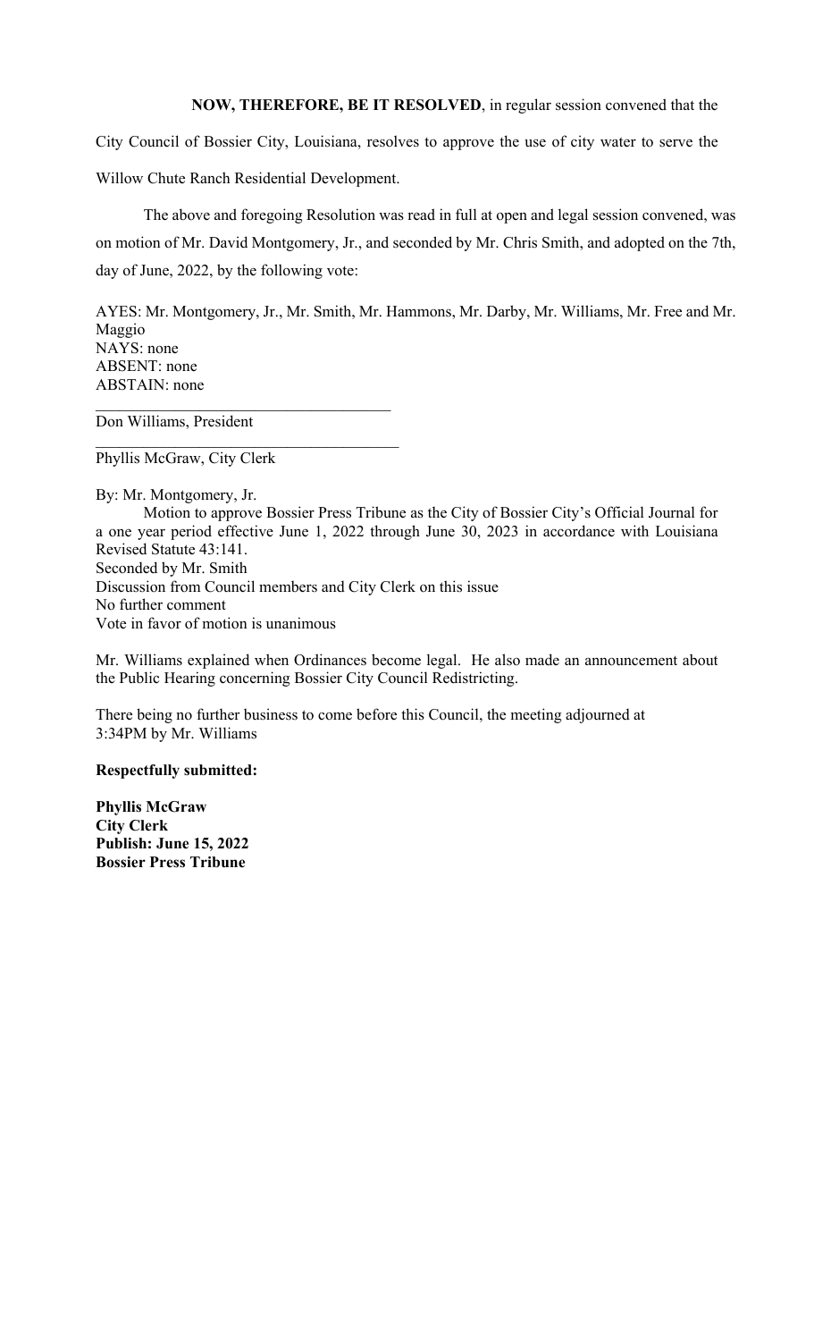**NOW, THEREFORE, BE IT RESOLVED**, in regular session convened that the City Council of Bossier City, Louisiana, resolves to approve the use of city water to serve the Willow Chute Ranch Residential Development.

The above and foregoing Resolution was read in full at open and legal session convened, was on motion of Mr. David Montgomery, Jr., and seconded by Mr. Chris Smith, and adopted on the 7th, day of June, 2022, by the following vote:

AYES: Mr. Montgomery, Jr., Mr. Smith, Mr. Hammons, Mr. Darby, Mr. Williams, Mr. Free and Mr. Maggio
NAYS: none
ABSENT: none
ABSTAIN: none

\_\_\_\_\_\_\_\_\_\_\_\_\_\_\_\_\_\_\_\_\_\_\_\_\_\_\_\_\_\_\_\_\_\_\_\_\_\_
Don Williams, President

\_\_\_\_\_\_\_\_\_\_\_\_\_\_\_\_\_\_\_\_\_\_\_\_\_\_\_\_\_\_\_\_\_\_\_\_\_\_
Phyllis McGraw, City Clerk

By: Mr. Montgomery, Jr.
Motion to approve Bossier Press Tribune as the City of Bossier City's Official Journal for a one year period effective June 1, 2022 through June 30, 2023 in accordance with Louisiana Revised Statute 43:141.
Seconded by Mr. Smith
Discussion from Council members and City Clerk on this issue
No further comment
Vote in favor of motion is unanimous

Mr. Williams explained when Ordinances become legal. He also made an announcement about the Public Hearing concerning Bossier City Council Redistricting.

There being no further business to come before this Council, the meeting adjourned at 3:34PM by Mr. Williams

**Respectfully submitted:**

**Phyllis McGraw**
**City Clerk**
**Publish: June 15, 2022**
**Bossier Press Tribune**